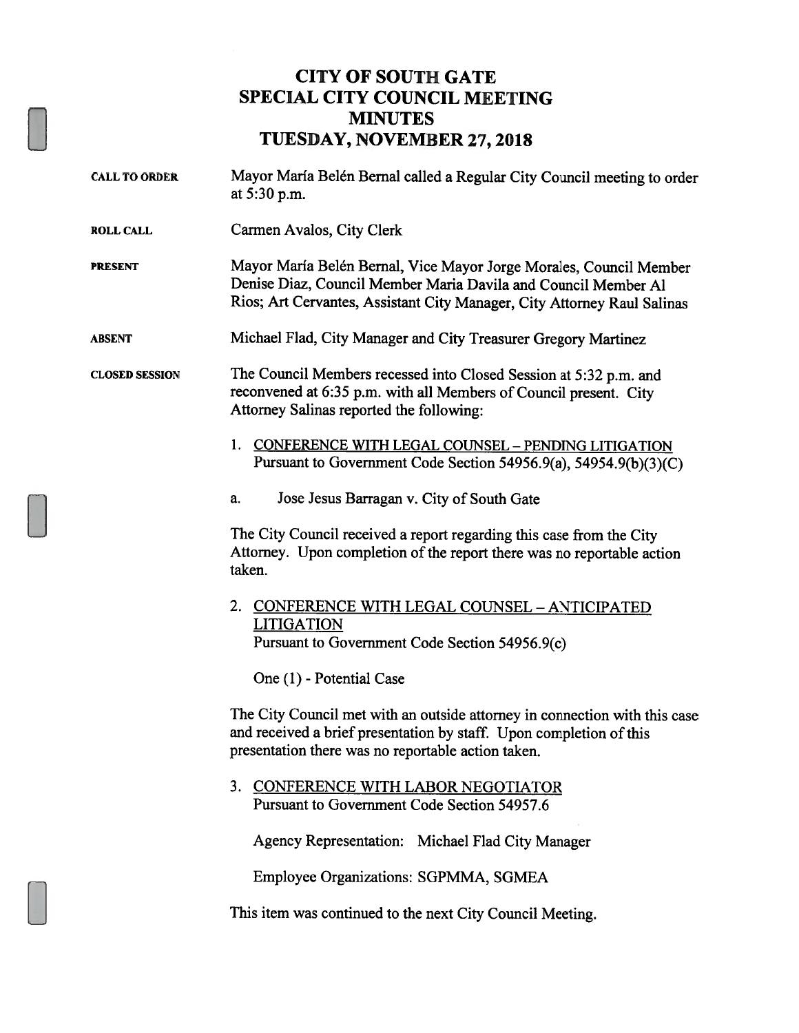# CITY OF SOUTH GATE
# SPECIAL CITY COUNCIL MEETING
# MINUTES
# TUESDAY, NOVEMBER 27, 2018

**CALL TO ORDER** Mayor María Belén Bernal called a Regular City Council meeting to order at 5:30 p.m.

**ROLL CALL** Carmen Avalos, City Clerk

**PRESENT** Mayor María Belén Bernal, Vice Mayor Jorge Morales, Council Member Denise Diaz, Council Member Maria Davila and Council Member Al Rios; Art Cervantes, Assistant City Manager, City Attorney Raul Salinas

**ABSENT** Michael Flad, City Manager and City Treasurer Gregory Martinez

**CLOSED SESSION** The Council Members recessed into Closed Session at 5:32 p.m. and reconvened at 6:35 p.m. with all Members of Council present. City Attorney Salinas reported the following:

1. CONFERENCE WITH LEGAL COUNSEL – PENDING LITIGATION
   Pursuant to Government Code Section 54956.9(a), 54954.9(b)(3)(C)

   a. Jose Jesus Barragan v. City of South Gate

The City Council received a report regarding this case from the City Attorney. Upon completion of the report there was no reportable action taken.

2. CONFERENCE WITH LEGAL COUNSEL – ANTICIPATED LITIGATION
   Pursuant to Government Code Section 54956.9(c)

   One (1) - Potential Case

The City Council met with an outside attorney in connection with this case and received a brief presentation by staff. Upon completion of this presentation there was no reportable action taken.

3. CONFERENCE WITH LABOR NEGOTIATOR
   Pursuant to Government Code Section 54957.6

   Agency Representation: Michael Flad City Manager

   Employee Organizations: SGPMMA, SGMEA

This item was continued to the next City Council Meeting.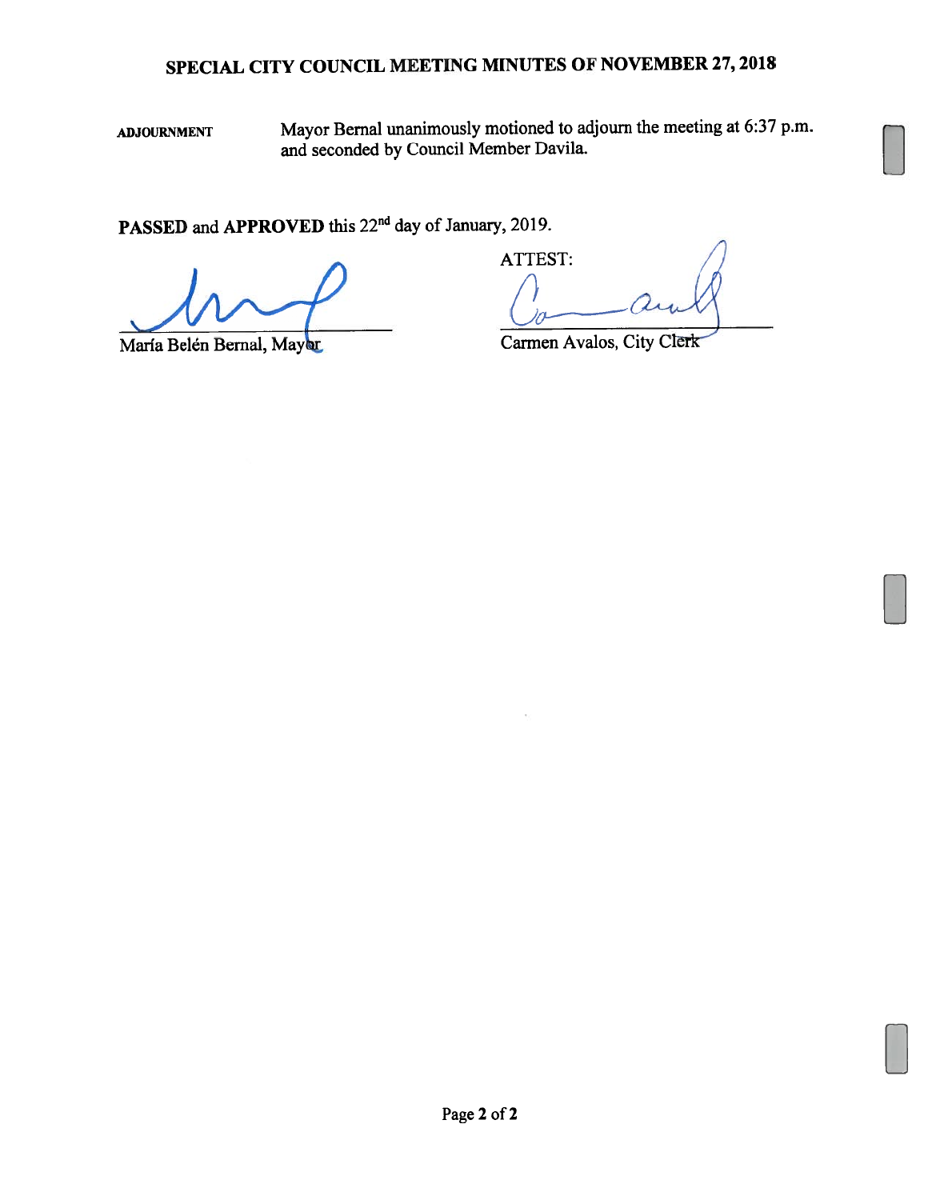## SPECIAL CITY COUNCIL MEETING MINUTES OF NOVEMBER 27, 2018

**ADJOURNMENT** Mayor Bernal unanimously motioned to adjourn the meeting at 6:37 p.m. and seconded by Council Member Davila.

**PASSED** and **APPROVED** this 22nd day of January, 2019.

| | |
|---|---|
| | ATTEST: |
| María Belén Bernal, Mayor | Carmen Avalos, City Clerk |